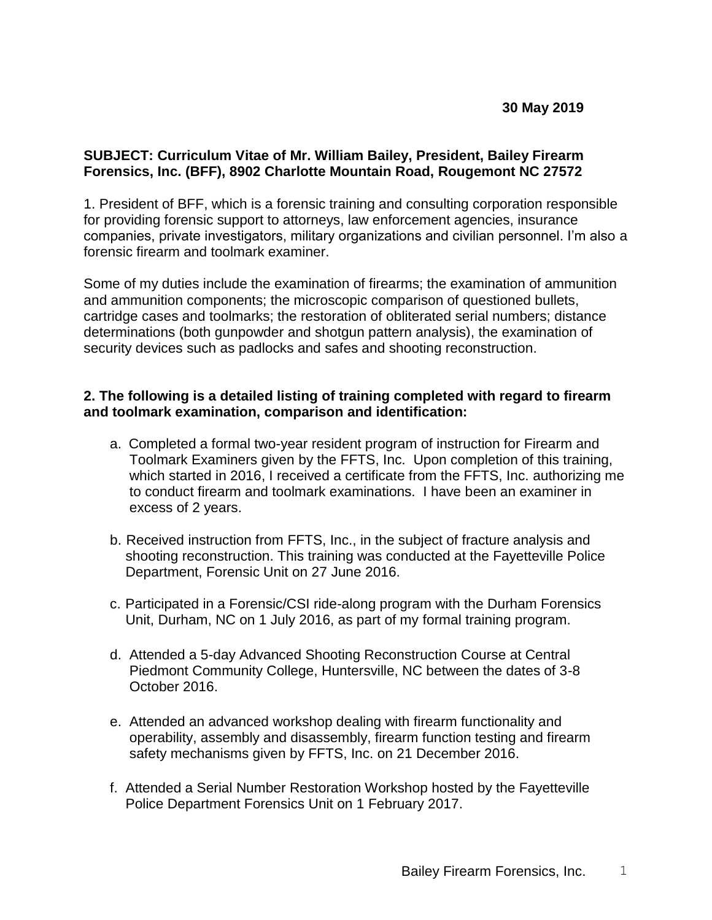**30 May 2019**

**SUBJECT: Curriculum Vitae of Mr. William Bailey, President, Bailey Firearm Forensics, Inc. (BFF), 8902 Charlotte Mountain Road, Rougemont NC 27572**

1. President of BFF, which is a forensic training and consulting corporation responsible for providing forensic support to attorneys, law enforcement agencies, insurance companies, private investigators, military organizations and civilian personnel. I'm also a forensic firearm and toolmark examiner.

Some of my duties include the examination of firearms; the examination of ammunition and ammunition components; the microscopic comparison of questioned bullets, cartridge cases and toolmarks; the restoration of obliterated serial numbers; distance determinations (both gunpowder and shotgun pattern analysis), the examination of security devices such as padlocks and safes and shooting reconstruction.

**2. The following is a detailed listing of training completed with regard to firearm and toolmark examination, comparison and identification:**

a. Completed a formal two-year resident program of instruction for Firearm and Toolmark Examiners given by the FFTS, Inc. Upon completion of this training, which started in 2016, I received a certificate from the FFTS, Inc. authorizing me to conduct firearm and toolmark examinations. I have been an examiner in excess of 2 years.

b. Received instruction from FFTS, Inc., in the subject of fracture analysis and shooting reconstruction. This training was conducted at the Fayetteville Police Department, Forensic Unit on 27 June 2016.

c. Participated in a Forensic/CSI ride-along program with the Durham Forensics Unit, Durham, NC on 1 July 2016, as part of my formal training program.

d. Attended a 5-day Advanced Shooting Reconstruction Course at Central Piedmont Community College, Huntersville, NC between the dates of 3-8 October 2016.

e. Attended an advanced workshop dealing with firearm functionality and operability, assembly and disassembly, firearm function testing and firearm safety mechanisms given by FFTS, Inc. on 21 December 2016.

f. Attended a Serial Number Restoration Workshop hosted by the Fayetteville Police Department Forensics Unit on 1 February 2017.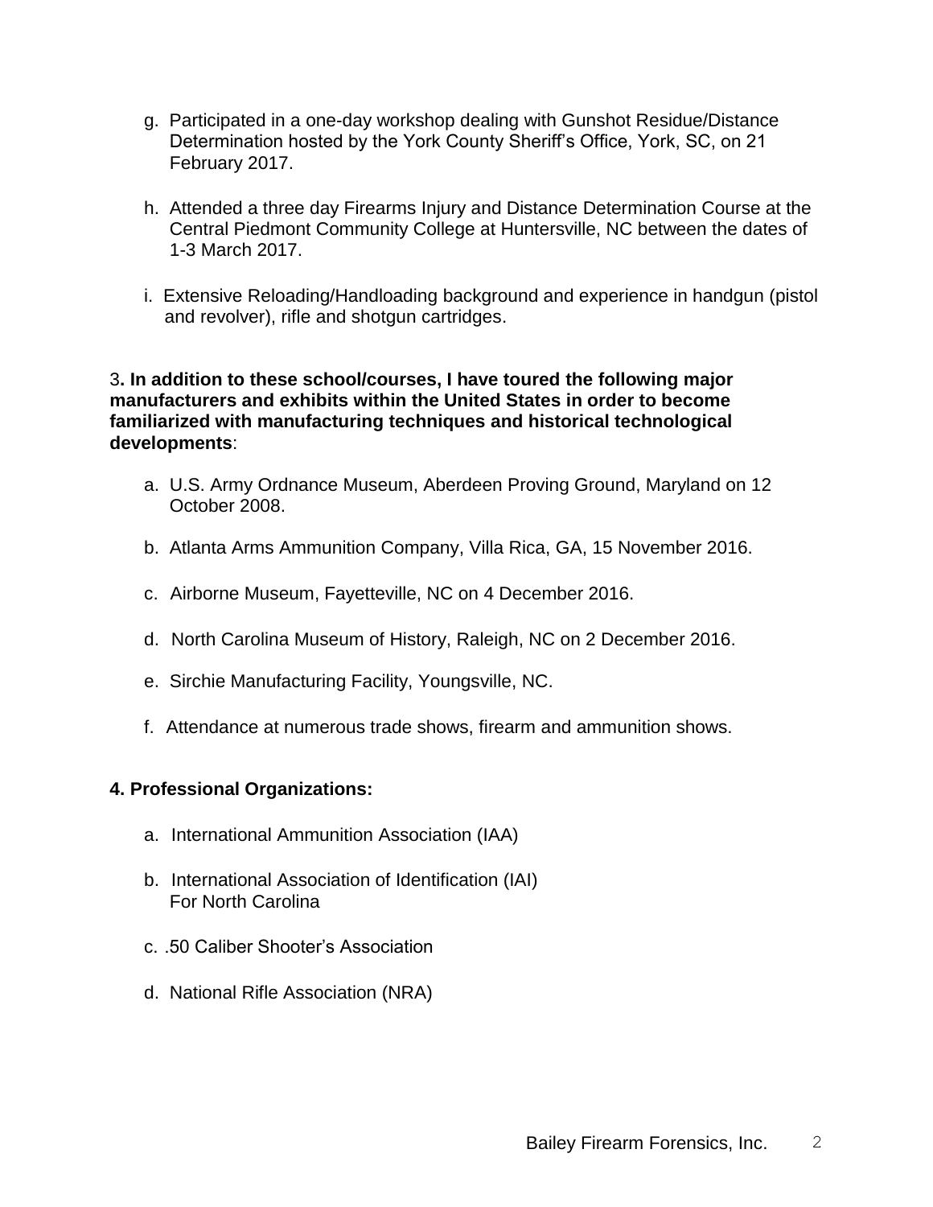g. Participated in a one-day workshop dealing with Gunshot Residue/Distance Determination hosted by the York County Sheriff's Office, York, SC, on 21 February 2017.

h. Attended a three day Firearms Injury and Distance Determination Course at the Central Piedmont Community College at Huntersville, NC between the dates of 1-3 March 2017.

i. Extensive Reloading/Handloading background and experience in handgun (pistol and revolver), rifle and shotgun cartridges.

3**. In addition to these school/courses, I have toured the following major manufacturers and exhibits within the United States in order to become familiarized with manufacturing techniques and historical technological developments**:

a. U.S. Army Ordnance Museum, Aberdeen Proving Ground, Maryland on 12 October 2008.

b. Atlanta Arms Ammunition Company, Villa Rica, GA, 15 November 2016.

c. Airborne Museum, Fayetteville, NC on 4 December 2016.

d. North Carolina Museum of History, Raleigh, NC on 2 December 2016.

e. Sirchie Manufacturing Facility, Youngsville, NC.

f. Attendance at numerous trade shows, firearm and ammunition shows.

**4. Professional Organizations:**

a. International Ammunition Association (IAA)

b. International Association of Identification (IAI)
For North Carolina

c. .50 Caliber Shooter's Association

d. National Rifle Association (NRA)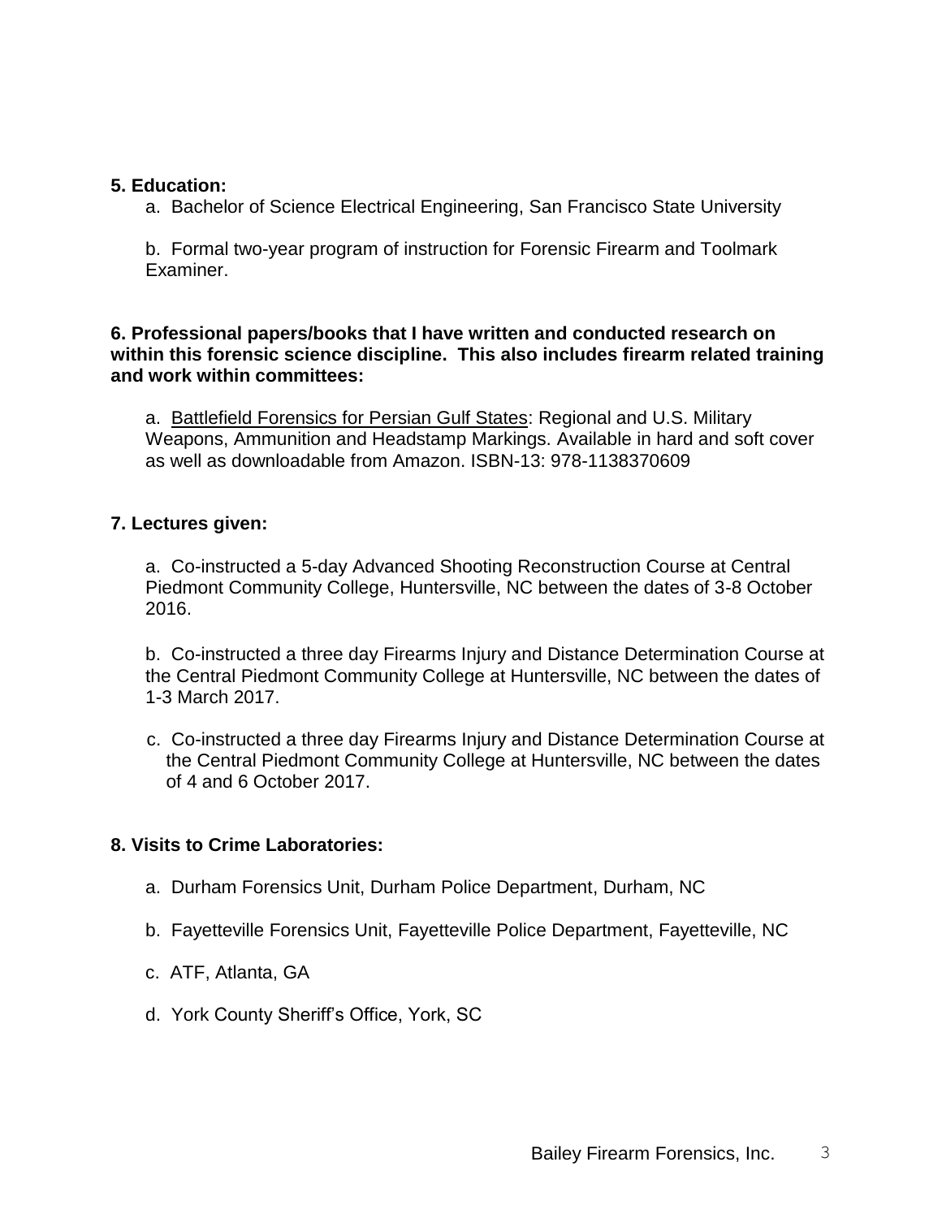**5. Education:**

a. Bachelor of Science Electrical Engineering, San Francisco State University

b. Formal two-year program of instruction for Forensic Firearm and Toolmark Examiner.

**6. Professional papers/books that I have written and conducted research on within this forensic science discipline. This also includes firearm related training and work within committees:**

a. Battlefield Forensics for Persian Gulf States: Regional and U.S. Military Weapons, Ammunition and Headstamp Markings. Available in hard and soft cover as well as downloadable from Amazon. ISBN-13: 978-1138370609

**7. Lectures given:**

a. Co-instructed a 5-day Advanced Shooting Reconstruction Course at Central Piedmont Community College, Huntersville, NC between the dates of 3-8 October 2016.

b. Co-instructed a three day Firearms Injury and Distance Determination Course at the Central Piedmont Community College at Huntersville, NC between the dates of 1-3 March 2017.

c. Co-instructed a three day Firearms Injury and Distance Determination Course at the Central Piedmont Community College at Huntersville, NC between the dates of 4 and 6 October 2017.

**8. Visits to Crime Laboratories:**

a. Durham Forensics Unit, Durham Police Department, Durham, NC

b. Fayetteville Forensics Unit, Fayetteville Police Department, Fayetteville, NC

c. ATF, Atlanta, GA

d. York County Sheriff's Office, York, SC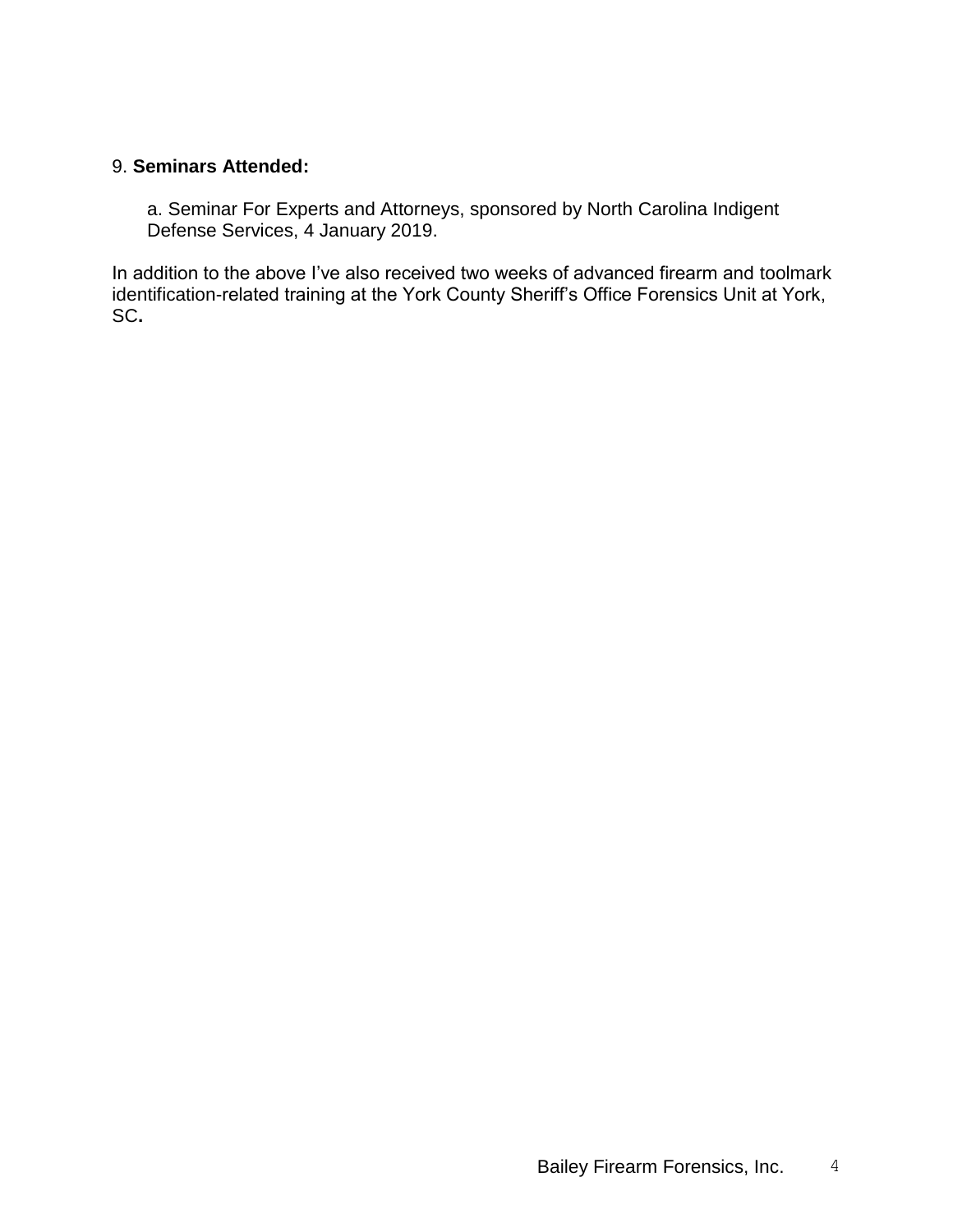9. **Seminars Attended:**

a. Seminar For Experts and Attorneys, sponsored by North Carolina Indigent Defense Services, 4 January 2019.

In addition to the above I've also received two weeks of advanced firearm and toolmark identification-related training at the York County Sheriff's Office Forensics Unit at York, SC**.**